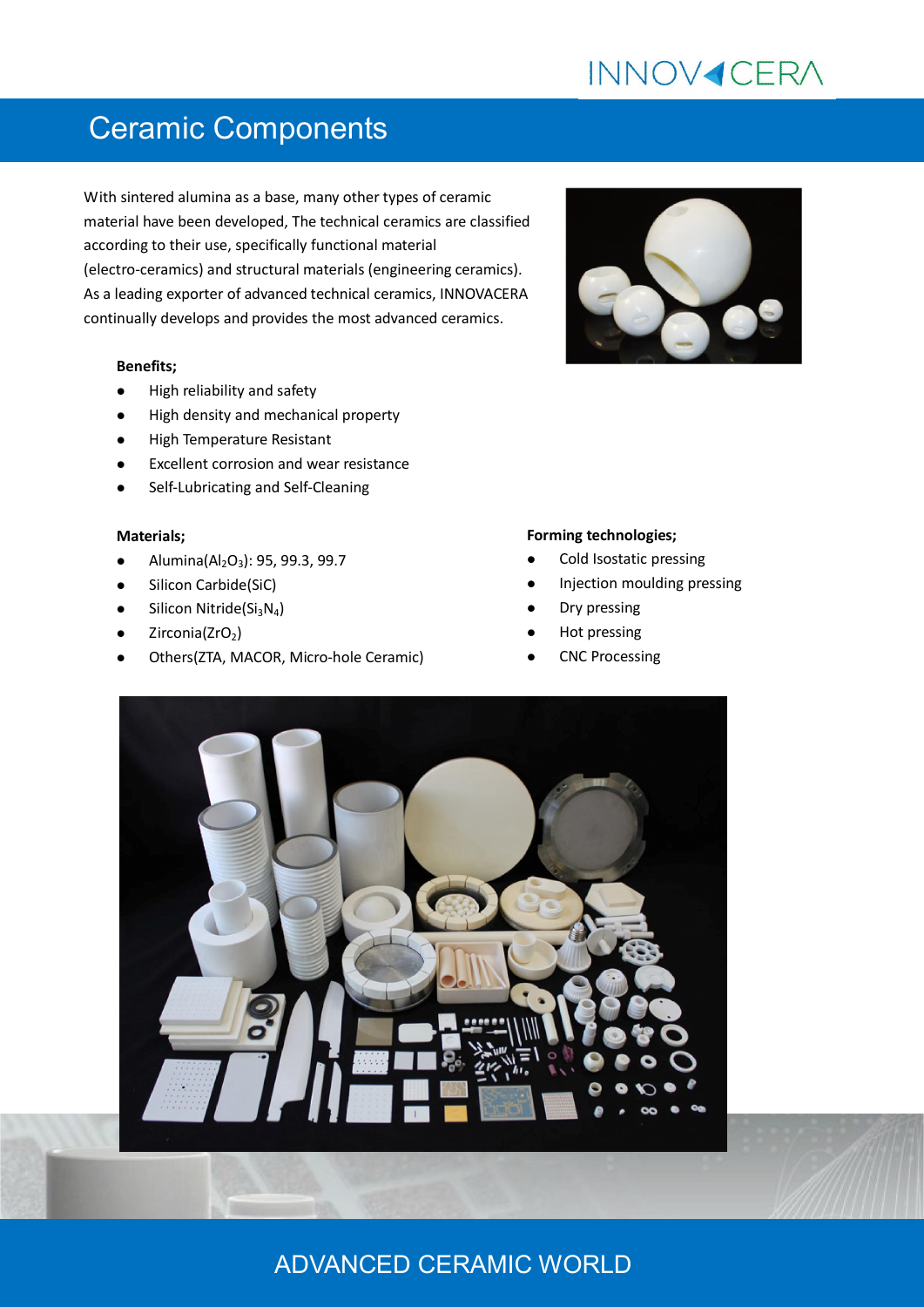# Ceramic Components

With sintered alumina as a base, many other types of ceramic material have been developed, The technical ceramics are classified according to their use, specifically functional material (electro-ceramics) and structural materials (engineering ceramics). As a leading exporter of advanced technical ceramics, INNOVACERA continually develops and provides the most advanced ceramics.

**Benefits;**

- High reliability and safety
- High density and mechanical property
- High Temperature Resistant
- Excellent corrosion and wear resistance
- Self-Lubricating and Self-Cleaning

**Materials;**

- Alumina($Al_2O_3$): 95, 99.3, 99.7
- Silicon Carbide(SiC)
- Silicon Nitride($Si_3N_4$)
- Zirconia($ZrO_2$)
- Others(ZTA, MACOR, Micro-hole Ceramic)

**Forming technologies;**

- Cold Isostatic pressing
- Injection moulding pressing
- Dry pressing
- Hot pressing
- CNC Processing

ADVANCED CERAMIC WORLD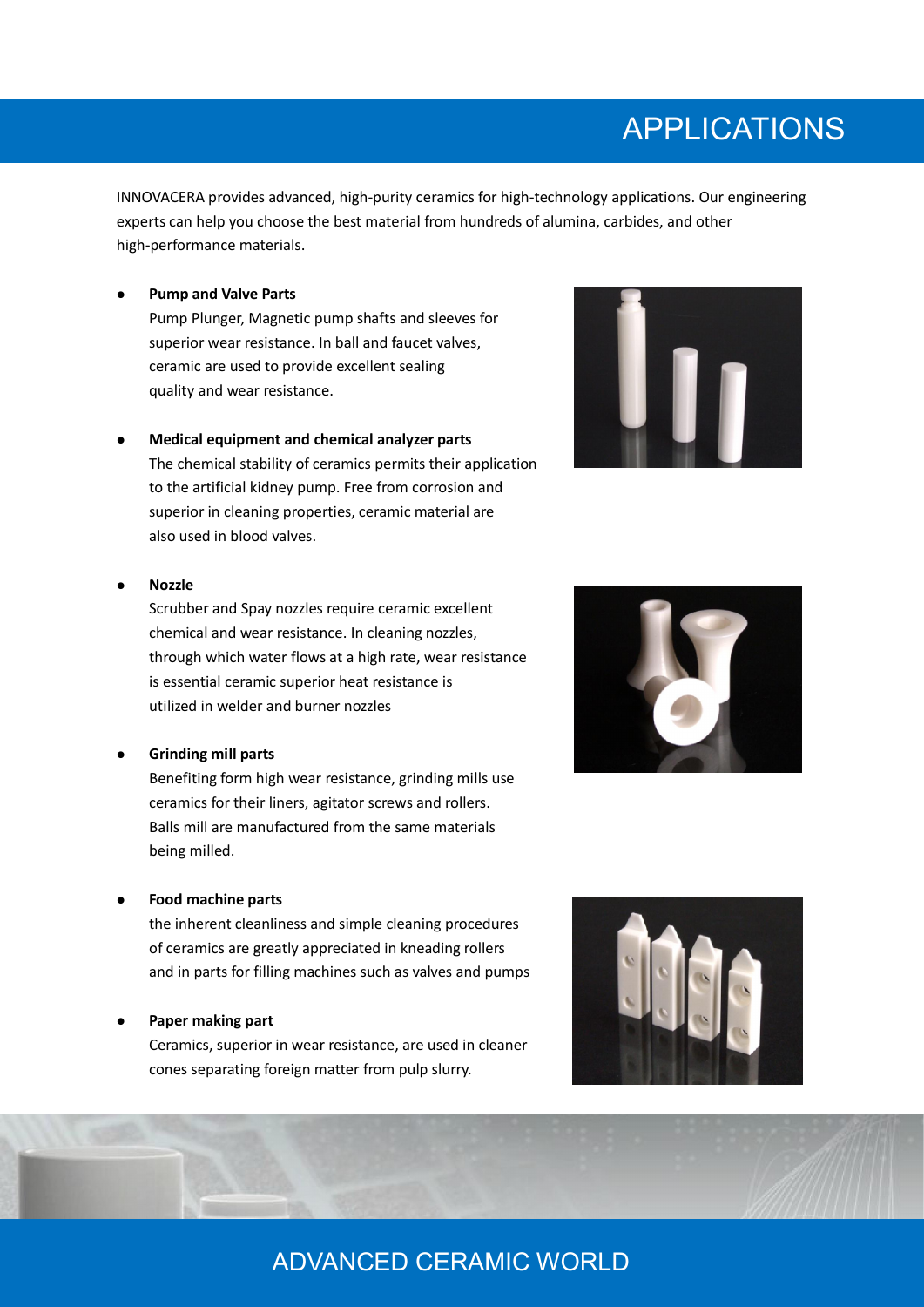# APPLICATIONS

INNOVACERA provides advanced, high-purity ceramics for high-technology applications. Our engineering experts can help you choose the best material from hundreds of alumina, carbides, and other high-performance materials.

- **Pump and Valve Parts**
  Pump Plunger, Magnetic pump shafts and sleeves for superior wear resistance. In ball and faucet valves, ceramic are used to provide excellent sealing quality and wear resistance.

- **Medical equipment and chemical analyzer parts**
  The chemical stability of ceramics permits their application to the artificial kidney pump. Free from corrosion and superior in cleaning properties, ceramic material are also used in blood valves.

- **Nozzle**
  Scrubber and Spay nozzles require ceramic excellent chemical and wear resistance. In cleaning nozzles, through which water flows at a high rate, wear resistance is essential ceramic superior heat resistance is utilized in welder and burner nozzles

- **Grinding mill parts**
  Benefiting form high wear resistance, grinding mills use ceramics for their liners, agitator screws and rollers. Balls mill are manufactured from the same materials being milled.

- **Food machine parts**
  the inherent cleanliness and simple cleaning procedures of ceramics are greatly appreciated in kneading rollers and in parts for filling machines such as valves and pumps

- **Paper making part**
  Ceramics, superior in wear resistance, are used in cleaner cones separating foreign matter from pulp slurry.

ADVANCED CERAMIC WORLD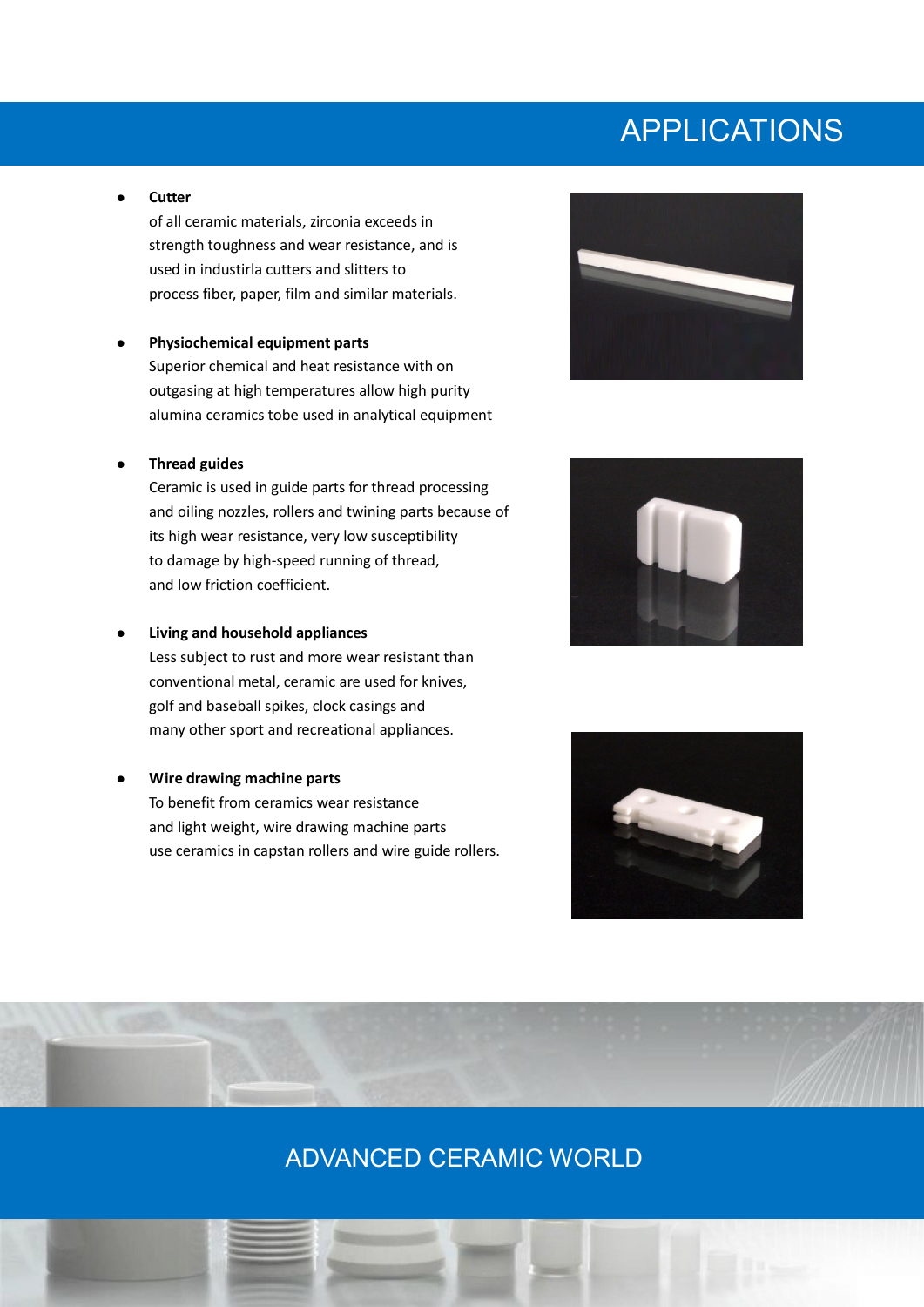# APPLICATIONS

- **Cutter**
  of all ceramic materials, zirconia exceeds in strength toughness and wear resistance, and is used in industirla cutters and slitters to process fiber, paper, film and similar materials.

- **Physiochemical equipment parts**
  Superior chemical and heat resistance with on outgasing at high temperatures allow high purity alumina ceramics tobe used in analytical equipment

- **Thread guides**
  Ceramic is used in guide parts for thread processing and oiling nozzles, rollers and twining parts because of its high wear resistance, very low susceptibility to damage by high-speed running of thread, and low friction coefficient.

- **Living and household appliances**
  Less subject to rust and more wear resistant than conventional metal, ceramic are used for knives, golf and baseball spikes, clock casings and many other sport and recreational appliances.

- **Wire drawing machine parts**
  To benefit from ceramics wear resistance and light weight, wire drawing machine parts use ceramics in capstan rollers and wire guide rollers.

ADVANCED CERAMIC WORLD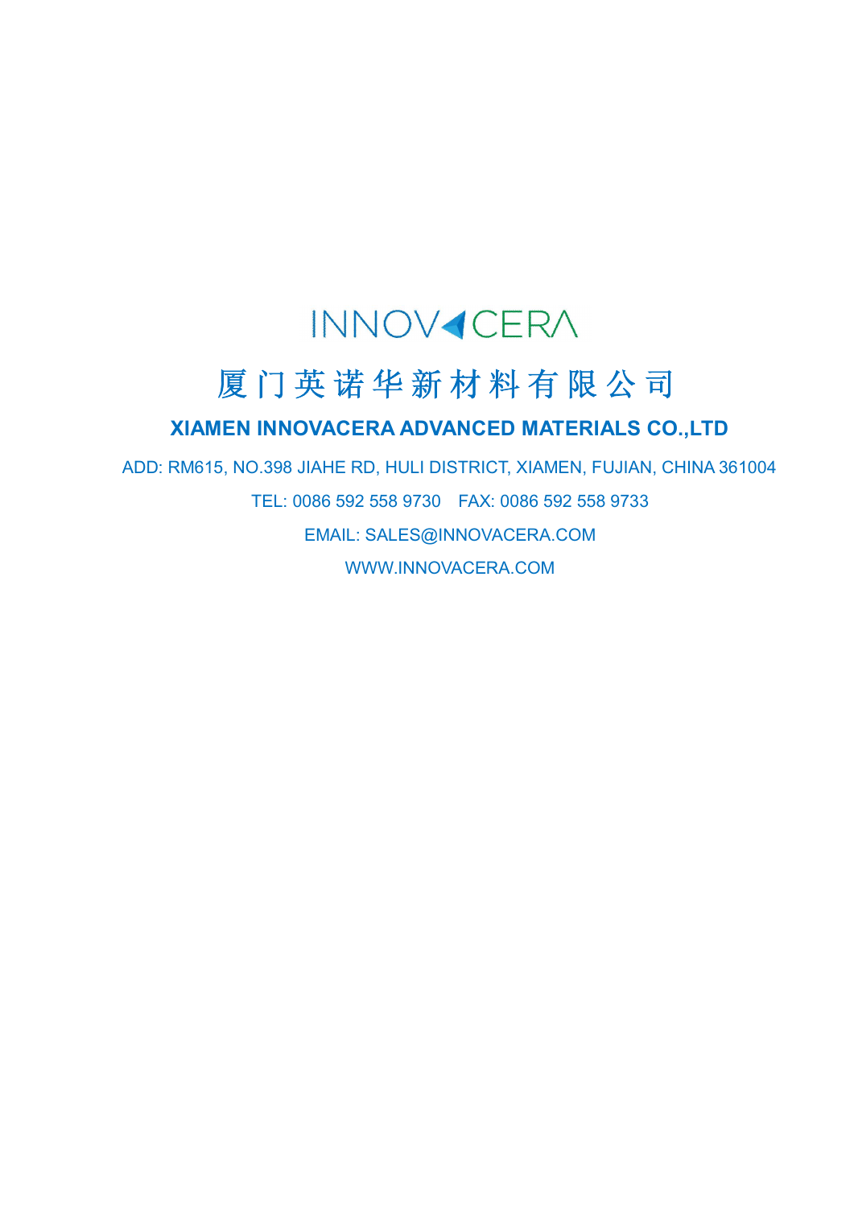INNOVACERA

# 厦门英诺华新材料有限公司

## XIAMEN INNOVACERA ADVANCED MATERIALS CO.,LTD

ADD: RM615, NO.398 JIAHE RD, HULI DISTRICT, XIAMEN, FUJIAN, CHINA 361004

TEL: 0086 592 558 9730    FAX: 0086 592 558 9733

EMAIL: SALES@INNOVACERA.COM

WWW.INNOVACERA.COM